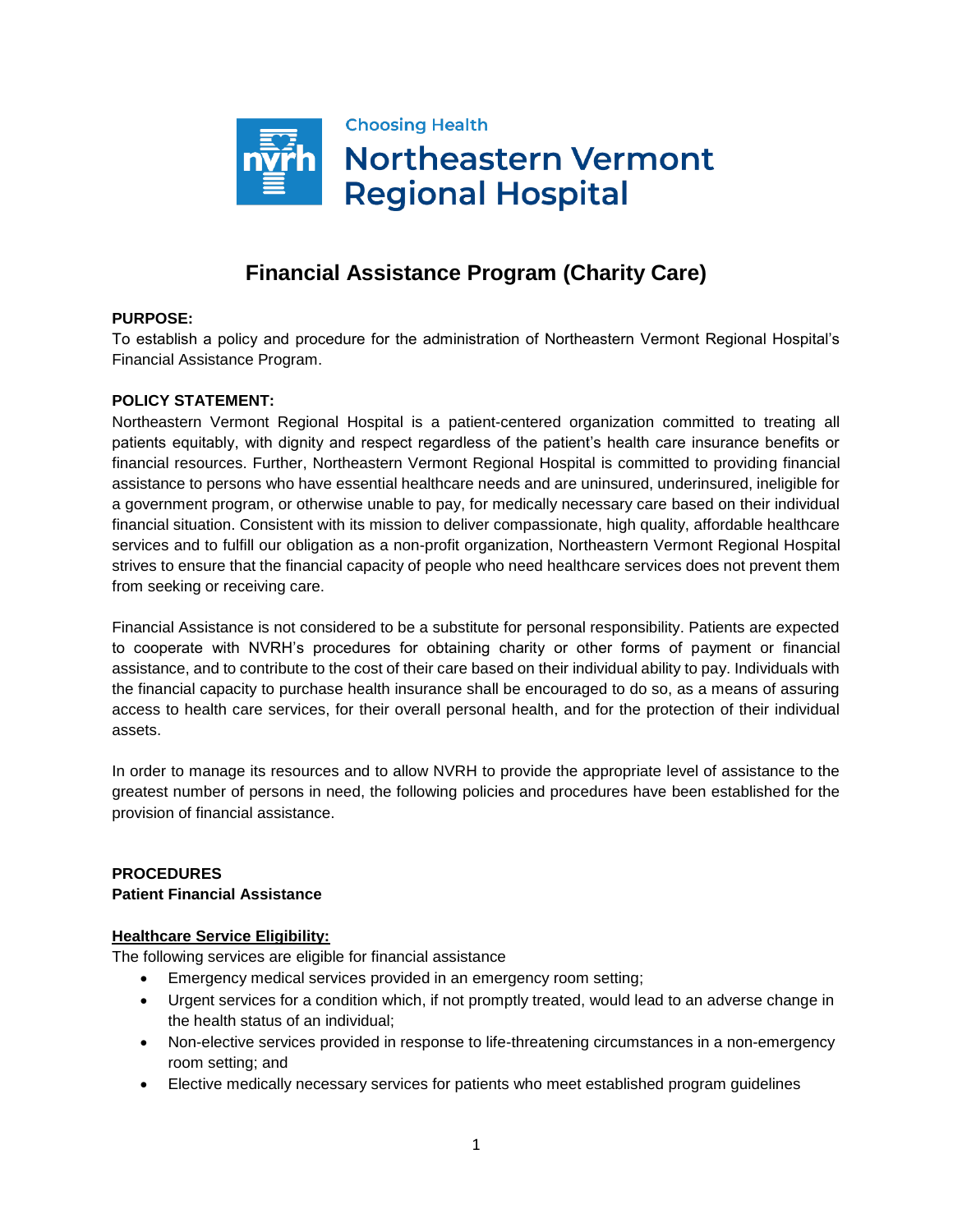Choosing Health

**Northeastern Vermont Regional Hospital**

# Financial Assistance Program (Charity Care)

**PURPOSE:**
To establish a policy and procedure for the administration of Northeastern Vermont Regional Hospital's Financial Assistance Program.

**POLICY STATEMENT:**
Northeastern Vermont Regional Hospital is a patient-centered organization committed to treating all patients equitably, with dignity and respect regardless of the patient's health care insurance benefits or financial resources. Further, Northeastern Vermont Regional Hospital is committed to providing financial assistance to persons who have essential healthcare needs and are uninsured, underinsured, ineligible for a government program, or otherwise unable to pay, for medically necessary care based on their individual financial situation. Consistent with its mission to deliver compassionate, high quality, affordable healthcare services and to fulfill our obligation as a non-profit organization, Northeastern Vermont Regional Hospital strives to ensure that the financial capacity of people who need healthcare services does not prevent them from seeking or receiving care.

Financial Assistance is not considered to be a substitute for personal responsibility. Patients are expected to cooperate with NVRH's procedures for obtaining charity or other forms of payment or financial assistance, and to contribute to the cost of their care based on their individual ability to pay. Individuals with the financial capacity to purchase health insurance shall be encouraged to do so, as a means of assuring access to health care services, for their overall personal health, and for the protection of their individual assets.

In order to manage its resources and to allow NVRH to provide the appropriate level of assistance to the greatest number of persons in need, the following policies and procedures have been established for the provision of financial assistance.

**PROCEDURES**
**Patient Financial Assistance**

**Healthcare Service Eligibility:**
The following services are eligible for financial assistance

- Emergency medical services provided in an emergency room setting;
- Urgent services for a condition which, if not promptly treated, would lead to an adverse change in the health status of an individual;
- Non-elective services provided in response to life-threatening circumstances in a non-emergency room setting; and
- Elective medically necessary services for patients who meet established program guidelines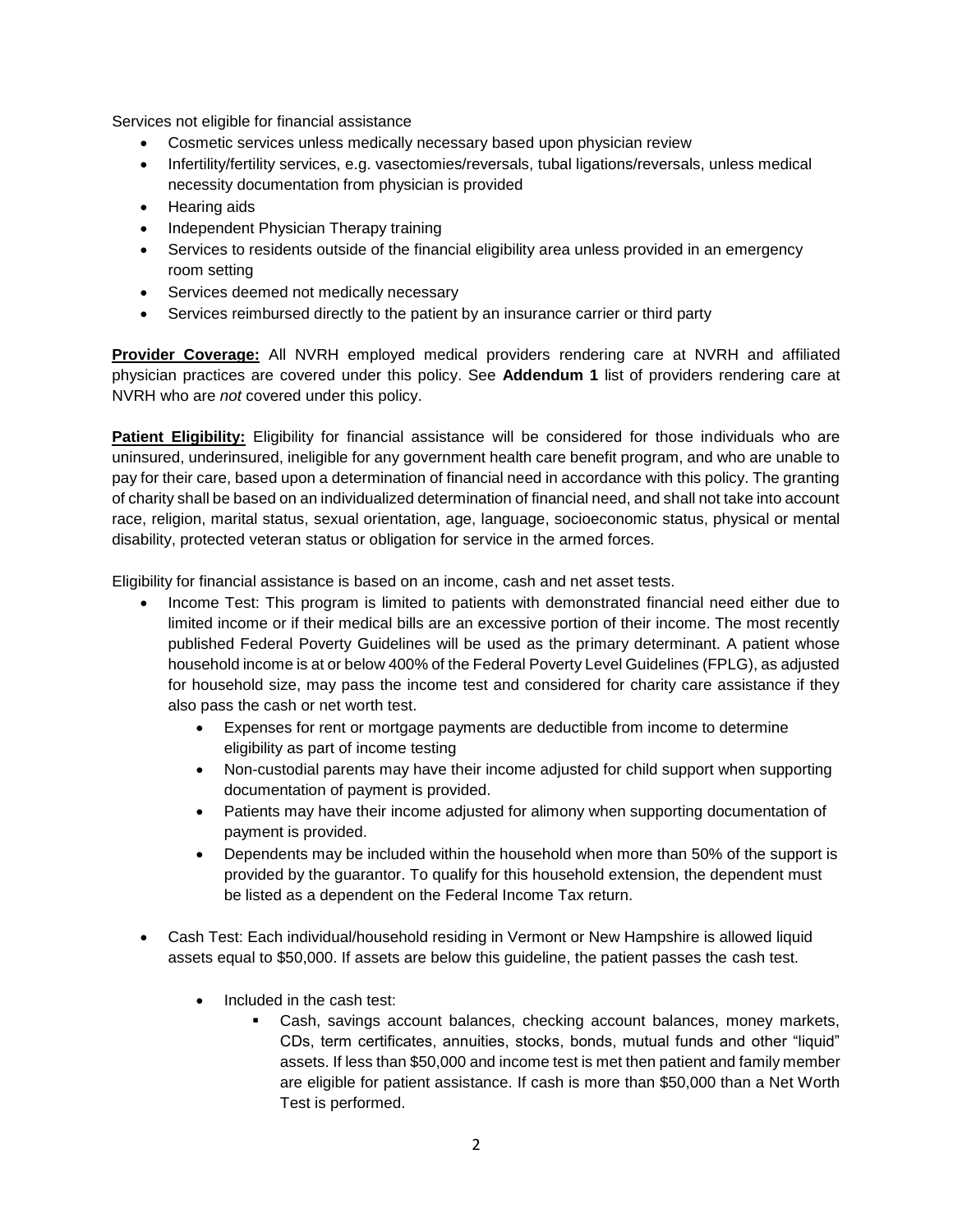Services not eligible for financial assistance

- Cosmetic services unless medically necessary based upon physician review
- Infertility/fertility services, e.g. vasectomies/reversals, tubal ligations/reversals, unless medical necessity documentation from physician is provided
- Hearing aids
- Independent Physician Therapy training
- Services to residents outside of the financial eligibility area unless provided in an emergency room setting
- Services deemed not medically necessary
- Services reimbursed directly to the patient by an insurance carrier or third party

**Provider Coverage:** All NVRH employed medical providers rendering care at NVRH and affiliated physician practices are covered under this policy. See **Addendum 1** list of providers rendering care at NVRH who are *not* covered under this policy.

**Patient Eligibility:** Eligibility for financial assistance will be considered for those individuals who are uninsured, underinsured, ineligible for any government health care benefit program, and who are unable to pay for their care, based upon a determination of financial need in accordance with this policy. The granting of charity shall be based on an individualized determination of financial need, and shall not take into account race, religion, marital status, sexual orientation, age, language, socioeconomic status, physical or mental disability, protected veteran status or obligation for service in the armed forces.

Eligibility for financial assistance is based on an income, cash and net asset tests.

- Income Test: This program is limited to patients with demonstrated financial need either due to limited income or if their medical bills are an excessive portion of their income. The most recently published Federal Poverty Guidelines will be used as the primary determinant. A patient whose household income is at or below 400% of the Federal Poverty Level Guidelines (FPLG), as adjusted for household size, may pass the income test and considered for charity care assistance if they also pass the cash or net worth test.
    - Expenses for rent or mortgage payments are deductible from income to determine eligibility as part of income testing
    - Non-custodial parents may have their income adjusted for child support when supporting documentation of payment is provided.
    - Patients may have their income adjusted for alimony when supporting documentation of payment is provided.
    - Dependents may be included within the household when more than 50% of the support is provided by the guarantor. To qualify for this household extension, the dependent must be listed as a dependent on the Federal Income Tax return.
- Cash Test: Each individual/household residing in Vermont or New Hampshire is allowed liquid assets equal to $50,000. If assets are below this guideline, the patient passes the cash test.
    - Included in the cash test:
        - Cash, savings account balances, checking account balances, money markets, CDs, term certificates, annuities, stocks, bonds, mutual funds and other "liquid" assets. If less than $50,000 and income test is met then patient and family member are eligible for patient assistance. If cash is more than $50,000 than a Net Worth Test is performed.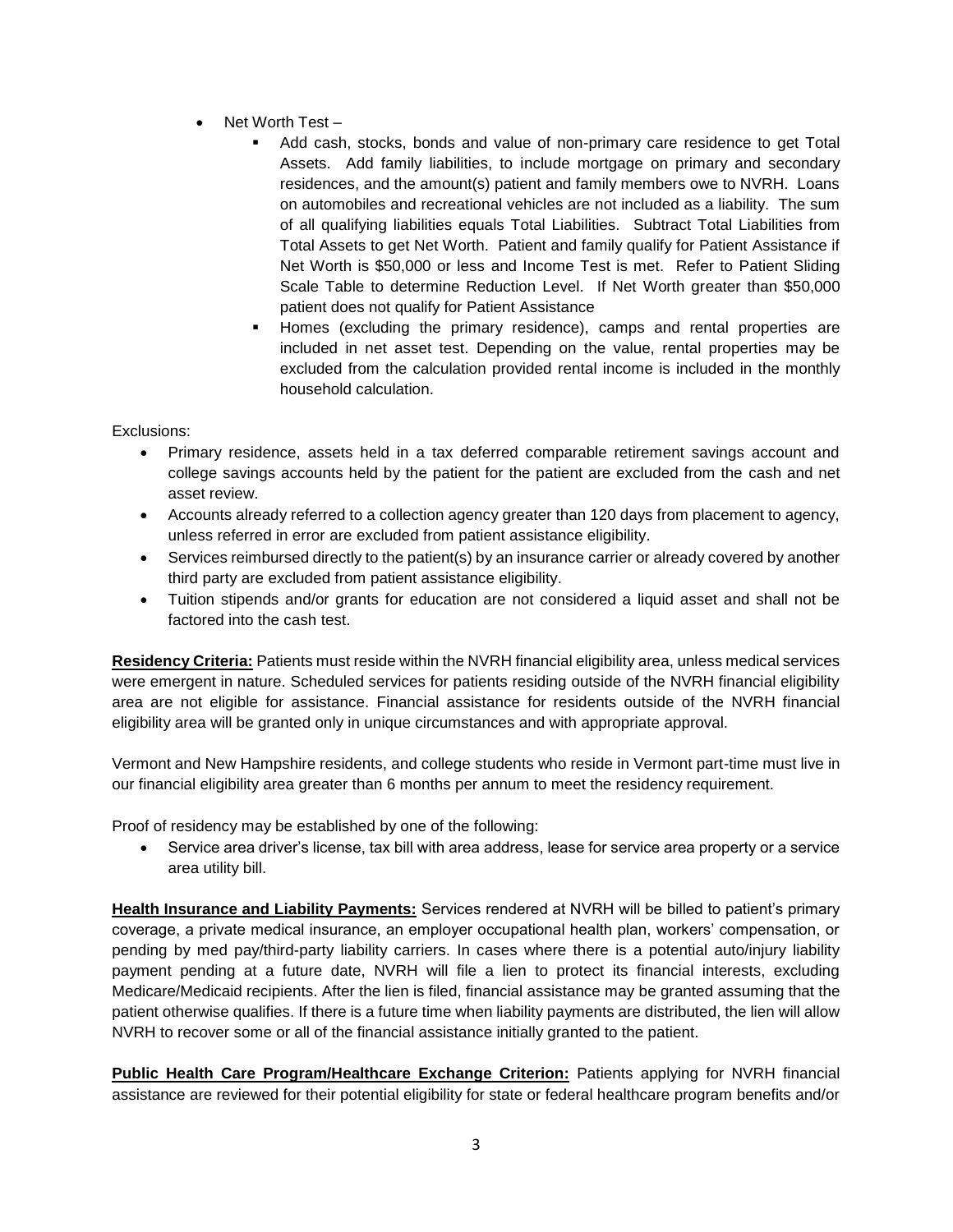- Net Worth Test –
  - Add cash, stocks, bonds and value of non-primary care residence to get Total Assets. Add family liabilities, to include mortgage on primary and secondary residences, and the amount(s) patient and family members owe to NVRH. Loans on automobiles and recreational vehicles are not included as a liability. The sum of all qualifying liabilities equals Total Liabilities. Subtract Total Liabilities from Total Assets to get Net Worth. Patient and family qualify for Patient Assistance if Net Worth is $50,000 or less and Income Test is met. Refer to Patient Sliding Scale Table to determine Reduction Level. If Net Worth greater than $50,000 patient does not qualify for Patient Assistance
  - Homes (excluding the primary residence), camps and rental properties are included in net asset test. Depending on the value, rental properties may be excluded from the calculation provided rental income is included in the monthly household calculation.

Exclusions:

- Primary residence, assets held in a tax deferred comparable retirement savings account and college savings accounts held by the patient for the patient are excluded from the cash and net asset review.
- Accounts already referred to a collection agency greater than 120 days from placement to agency, unless referred in error are excluded from patient assistance eligibility.
- Services reimbursed directly to the patient(s) by an insurance carrier or already covered by another third party are excluded from patient assistance eligibility.
- Tuition stipends and/or grants for education are not considered a liquid asset and shall not be factored into the cash test.

**Residency Criteria:** Patients must reside within the NVRH financial eligibility area, unless medical services were emergent in nature. Scheduled services for patients residing outside of the NVRH financial eligibility area are not eligible for assistance. Financial assistance for residents outside of the NVRH financial eligibility area will be granted only in unique circumstances and with appropriate approval.

Vermont and New Hampshire residents, and college students who reside in Vermont part-time must live in our financial eligibility area greater than 6 months per annum to meet the residency requirement.

Proof of residency may be established by one of the following:

- Service area driver's license, tax bill with area address, lease for service area property or a service area utility bill.

**Health Insurance and Liability Payments:** Services rendered at NVRH will be billed to patient's primary coverage, a private medical insurance, an employer occupational health plan, workers' compensation, or pending by med pay/third-party liability carriers. In cases where there is a potential auto/injury liability payment pending at a future date, NVRH will file a lien to protect its financial interests, excluding Medicare/Medicaid recipients. After the lien is filed, financial assistance may be granted assuming that the patient otherwise qualifies. If there is a future time when liability payments are distributed, the lien will allow NVRH to recover some or all of the financial assistance initially granted to the patient.

**Public Health Care Program/Healthcare Exchange Criterion:** Patients applying for NVRH financial assistance are reviewed for their potential eligibility for state or federal healthcare program benefits and/or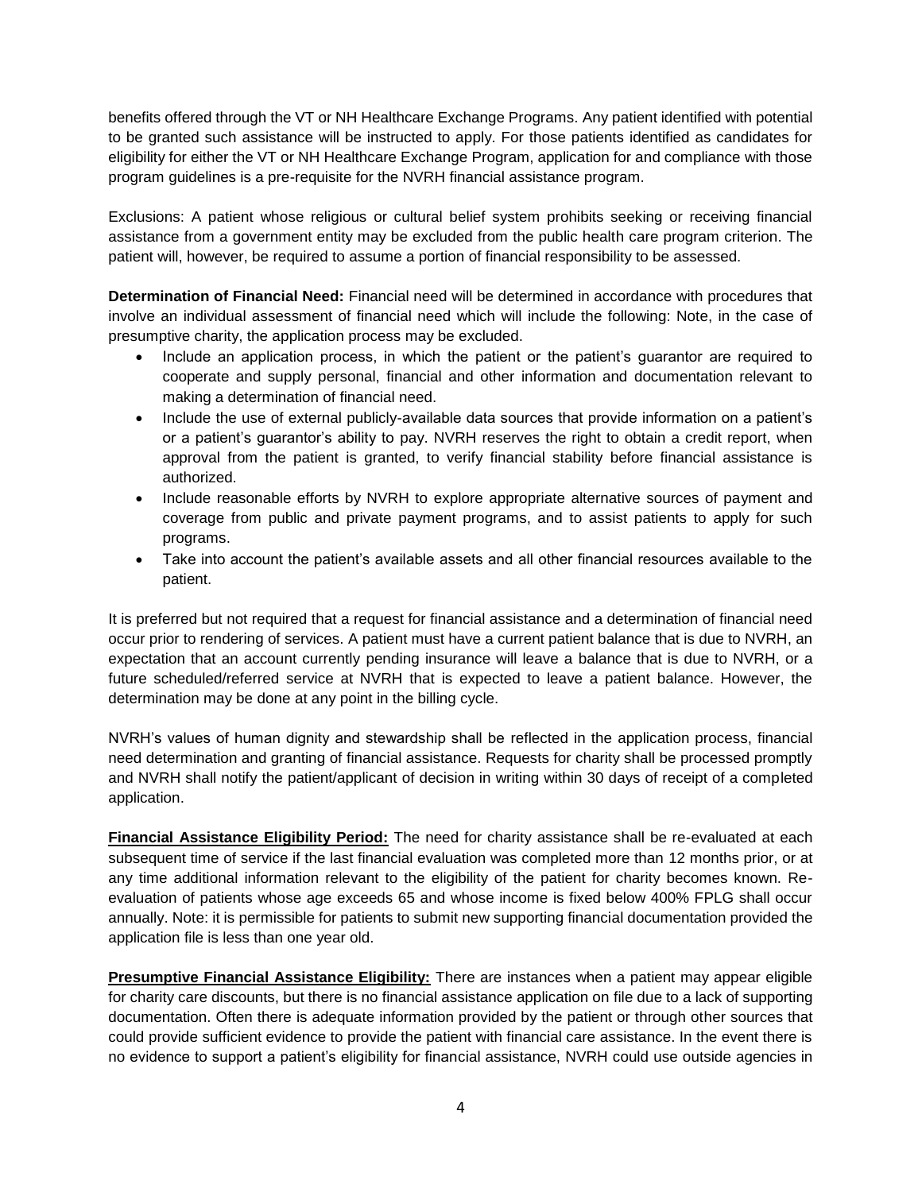benefits offered through the VT or NH Healthcare Exchange Programs. Any patient identified with potential to be granted such assistance will be instructed to apply. For those patients identified as candidates for eligibility for either the VT or NH Healthcare Exchange Program, application for and compliance with those program guidelines is a pre-requisite for the NVRH financial assistance program.

Exclusions: A patient whose religious or cultural belief system prohibits seeking or receiving financial assistance from a government entity may be excluded from the public health care program criterion. The patient will, however, be required to assume a portion of financial responsibility to be assessed.

**Determination of Financial Need:** Financial need will be determined in accordance with procedures that involve an individual assessment of financial need which will include the following: Note, in the case of presumptive charity, the application process may be excluded.

- Include an application process, in which the patient or the patient's guarantor are required to cooperate and supply personal, financial and other information and documentation relevant to making a determination of financial need.
- Include the use of external publicly-available data sources that provide information on a patient's or a patient's guarantor's ability to pay. NVRH reserves the right to obtain a credit report, when approval from the patient is granted, to verify financial stability before financial assistance is authorized.
- Include reasonable efforts by NVRH to explore appropriate alternative sources of payment and coverage from public and private payment programs, and to assist patients to apply for such programs.
- Take into account the patient's available assets and all other financial resources available to the patient.

It is preferred but not required that a request for financial assistance and a determination of financial need occur prior to rendering of services. A patient must have a current patient balance that is due to NVRH, an expectation that an account currently pending insurance will leave a balance that is due to NVRH, or a future scheduled/referred service at NVRH that is expected to leave a patient balance. However, the determination may be done at any point in the billing cycle.

NVRH's values of human dignity and stewardship shall be reflected in the application process, financial need determination and granting of financial assistance. Requests for charity shall be processed promptly and NVRH shall notify the patient/applicant of decision in writing within 30 days of receipt of a completed application.

**Financial Assistance Eligibility Period:** The need for charity assistance shall be re-evaluated at each subsequent time of service if the last financial evaluation was completed more than 12 months prior, or at any time additional information relevant to the eligibility of the patient for charity becomes known. Re-evaluation of patients whose age exceeds 65 and whose income is fixed below 400% FPLG shall occur annually. Note: it is permissible for patients to submit new supporting financial documentation provided the application file is less than one year old.

**Presumptive Financial Assistance Eligibility:** There are instances when a patient may appear eligible for charity care discounts, but there is no financial assistance application on file due to a lack of supporting documentation. Often there is adequate information provided by the patient or through other sources that could provide sufficient evidence to provide the patient with financial care assistance. In the event there is no evidence to support a patient's eligibility for financial assistance, NVRH could use outside agencies in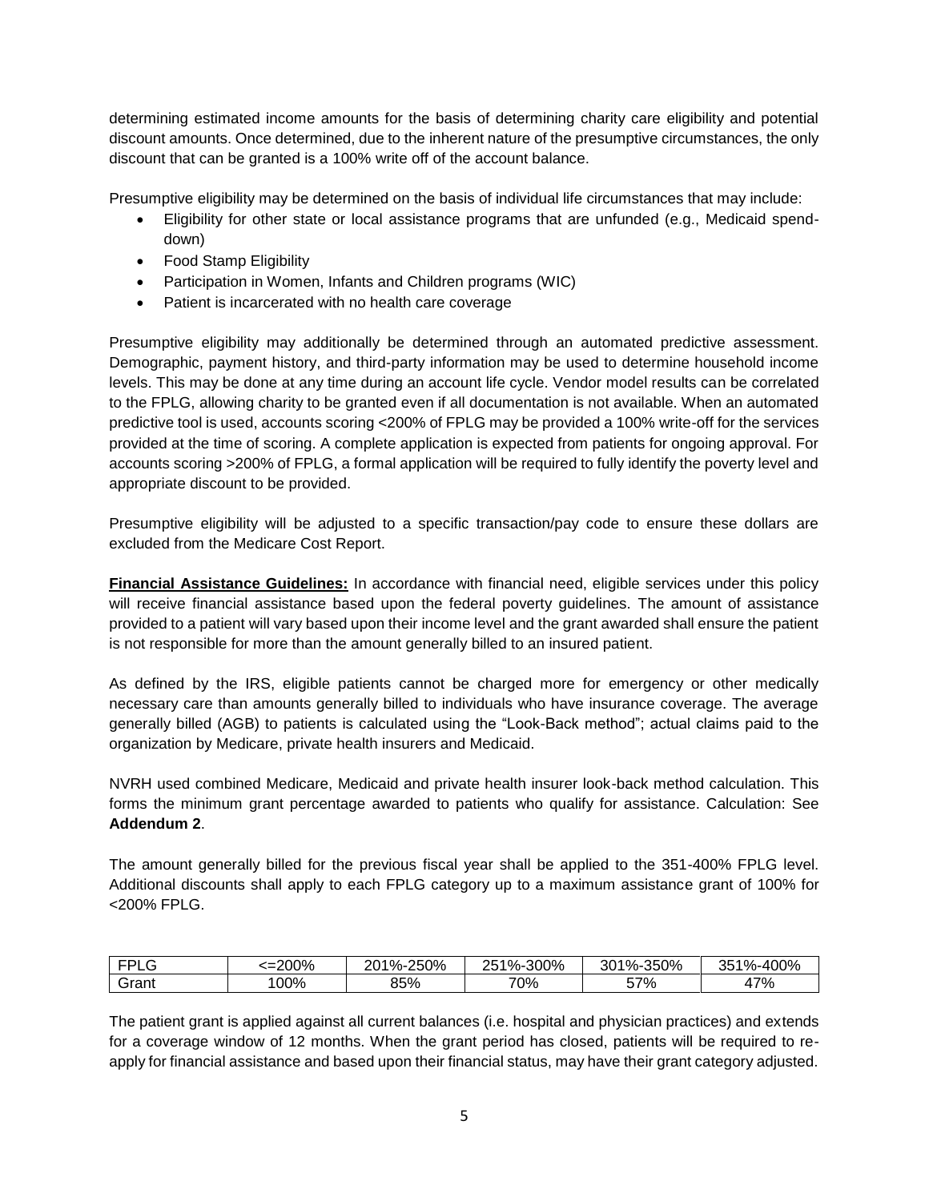determining estimated income amounts for the basis of determining charity care eligibility and potential discount amounts. Once determined, due to the inherent nature of the presumptive circumstances, the only discount that can be granted is a 100% write off of the account balance.

Presumptive eligibility may be determined on the basis of individual life circumstances that may include:

- Eligibility for other state or local assistance programs that are unfunded (e.g., Medicaid spend-down)
- Food Stamp Eligibility
- Participation in Women, Infants and Children programs (WIC)
- Patient is incarcerated with no health care coverage

Presumptive eligibility may additionally be determined through an automated predictive assessment. Demographic, payment history, and third-party information may be used to determine household income levels. This may be done at any time during an account life cycle. Vendor model results can be correlated to the FPLG, allowing charity to be granted even if all documentation is not available. When an automated predictive tool is used, accounts scoring <200% of FPLG may be provided a 100% write-off for the services provided at the time of scoring. A complete application is expected from patients for ongoing approval. For accounts scoring >200% of FPLG, a formal application will be required to fully identify the poverty level and appropriate discount to be provided.

Presumptive eligibility will be adjusted to a specific transaction/pay code to ensure these dollars are excluded from the Medicare Cost Report.

**Financial Assistance Guidelines:** In accordance with financial need, eligible services under this policy will receive financial assistance based upon the federal poverty guidelines. The amount of assistance provided to a patient will vary based upon their income level and the grant awarded shall ensure the patient is not responsible for more than the amount generally billed to an insured patient.

As defined by the IRS, eligible patients cannot be charged more for emergency or other medically necessary care than amounts generally billed to individuals who have insurance coverage. The average generally billed (AGB) to patients is calculated using the "Look-Back method"; actual claims paid to the organization by Medicare, private health insurers and Medicaid.

NVRH used combined Medicare, Medicaid and private health insurer look-back method calculation. This forms the minimum grant percentage awarded to patients who qualify for assistance. Calculation: See **Addendum 2**.

The amount generally billed for the previous fiscal year shall be applied to the 351-400% FPLG level. Additional discounts shall apply to each FPLG category up to a maximum assistance grant of 100% for <200% FPLG.

| FPLG | <=200% | 201%-250% | 251%-300% | 301%-350% | 351%-400% |
|---|---|---|---|---|---|
| Grant | 100% | 85% | 70% | 57% | 47% |

The patient grant is applied against all current balances (i.e. hospital and physician practices) and extends for a coverage window of 12 months. When the grant period has closed, patients will be required to re-apply for financial assistance and based upon their financial status, may have their grant category adjusted.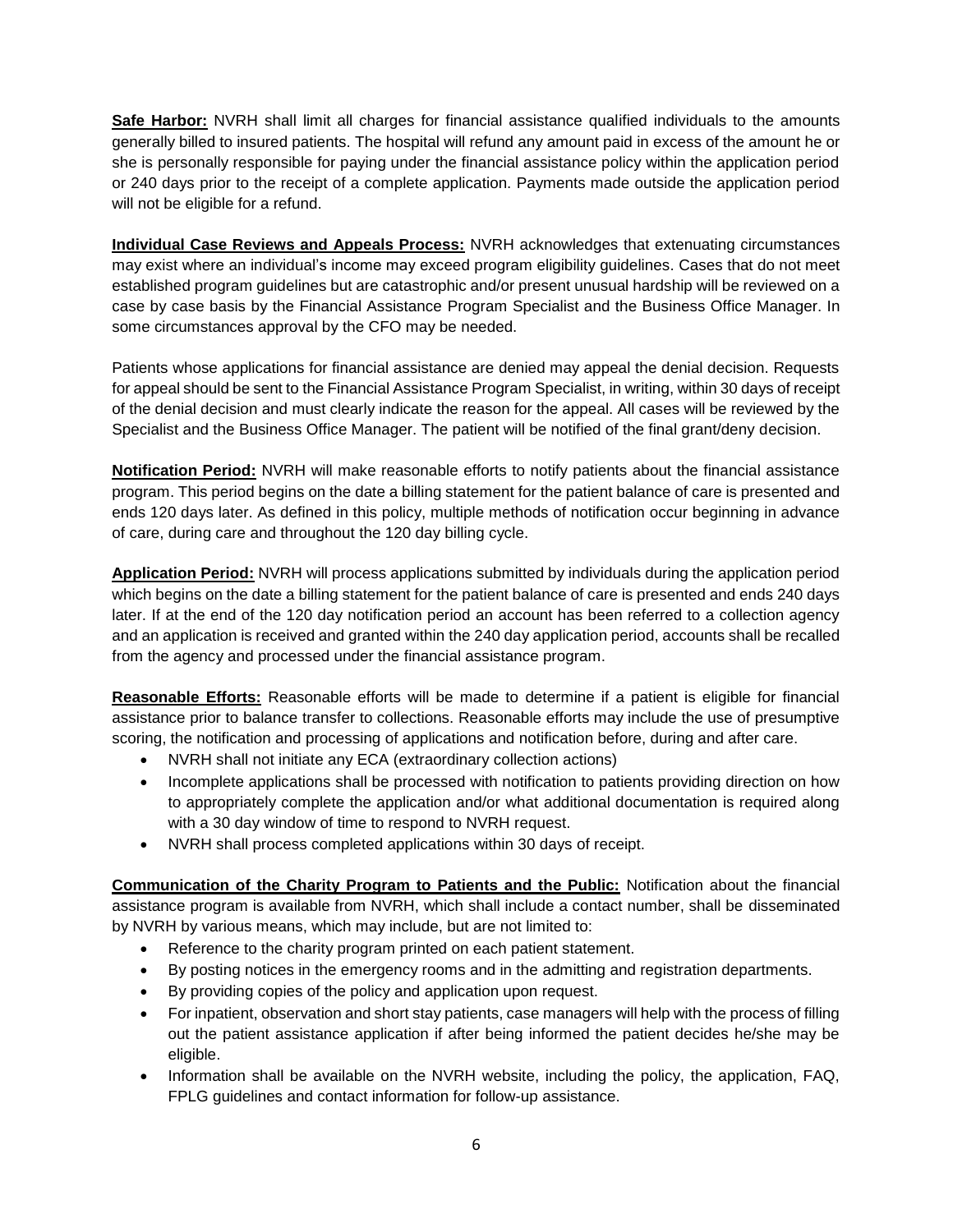**Safe Harbor:** NVRH shall limit all charges for financial assistance qualified individuals to the amounts generally billed to insured patients. The hospital will refund any amount paid in excess of the amount he or she is personally responsible for paying under the financial assistance policy within the application period or 240 days prior to the receipt of a complete application. Payments made outside the application period will not be eligible for a refund.

**Individual Case Reviews and Appeals Process:** NVRH acknowledges that extenuating circumstances may exist where an individual's income may exceed program eligibility guidelines. Cases that do not meet established program guidelines but are catastrophic and/or present unusual hardship will be reviewed on a case by case basis by the Financial Assistance Program Specialist and the Business Office Manager. In some circumstances approval by the CFO may be needed.

Patients whose applications for financial assistance are denied may appeal the denial decision. Requests for appeal should be sent to the Financial Assistance Program Specialist, in writing, within 30 days of receipt of the denial decision and must clearly indicate the reason for the appeal. All cases will be reviewed by the Specialist and the Business Office Manager. The patient will be notified of the final grant/deny decision.

**Notification Period:** NVRH will make reasonable efforts to notify patients about the financial assistance program. This period begins on the date a billing statement for the patient balance of care is presented and ends 120 days later. As defined in this policy, multiple methods of notification occur beginning in advance of care, during care and throughout the 120 day billing cycle.

**Application Period:** NVRH will process applications submitted by individuals during the application period which begins on the date a billing statement for the patient balance of care is presented and ends 240 days later. If at the end of the 120 day notification period an account has been referred to a collection agency and an application is received and granted within the 240 day application period, accounts shall be recalled from the agency and processed under the financial assistance program.

**Reasonable Efforts:** Reasonable efforts will be made to determine if a patient is eligible for financial assistance prior to balance transfer to collections. Reasonable efforts may include the use of presumptive scoring, the notification and processing of applications and notification before, during and after care.

- NVRH shall not initiate any ECA (extraordinary collection actions)
- Incomplete applications shall be processed with notification to patients providing direction on how to appropriately complete the application and/or what additional documentation is required along with a 30 day window of time to respond to NVRH request.
- NVRH shall process completed applications within 30 days of receipt.

**Communication of the Charity Program to Patients and the Public:** Notification about the financial assistance program is available from NVRH, which shall include a contact number, shall be disseminated by NVRH by various means, which may include, but are not limited to:

- Reference to the charity program printed on each patient statement.
- By posting notices in the emergency rooms and in the admitting and registration departments.
- By providing copies of the policy and application upon request.
- For inpatient, observation and short stay patients, case managers will help with the process of filling out the patient assistance application if after being informed the patient decides he/she may be eligible.
- Information shall be available on the NVRH website, including the policy, the application, FAQ, FPLG guidelines and contact information for follow-up assistance.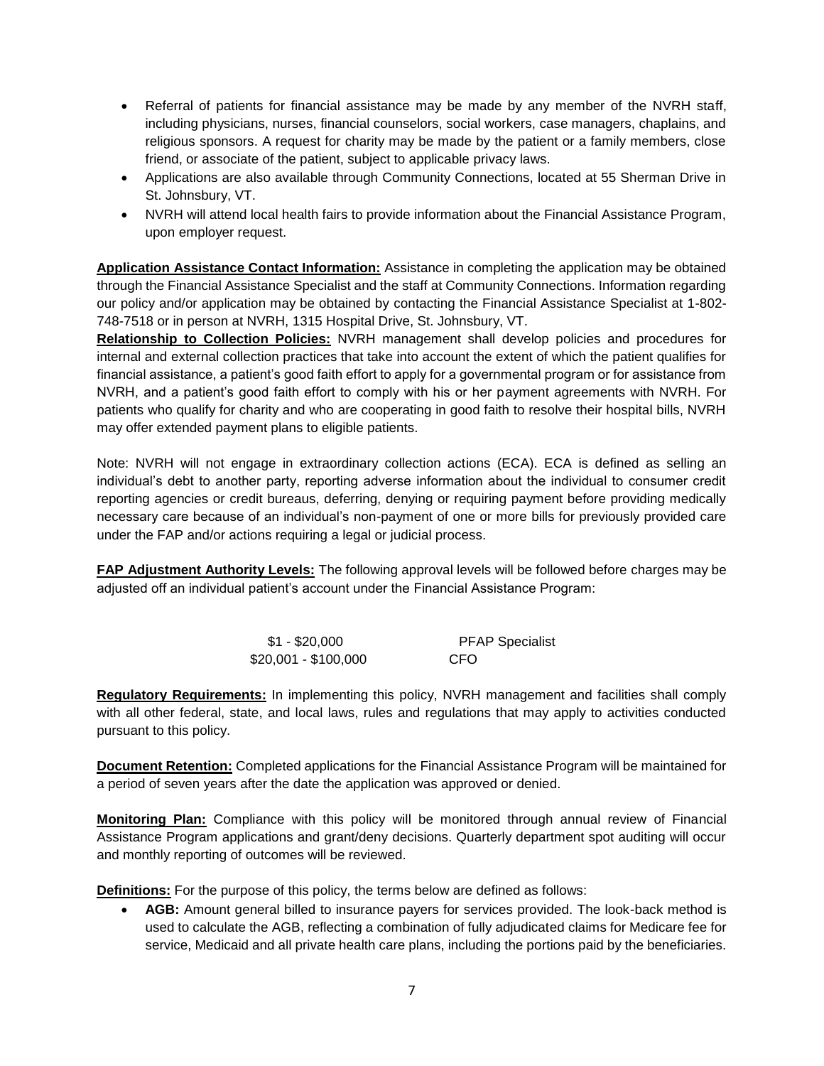- Referral of patients for financial assistance may be made by any member of the NVRH staff, including physicians, nurses, financial counselors, social workers, case managers, chaplains, and religious sponsors. A request for charity may be made by the patient or a family members, close friend, or associate of the patient, subject to applicable privacy laws.
- Applications are also available through Community Connections, located at 55 Sherman Drive in St. Johnsbury, VT.
- NVRH will attend local health fairs to provide information about the Financial Assistance Program, upon employer request.

**Application Assistance Contact Information:** Assistance in completing the application may be obtained through the Financial Assistance Specialist and the staff at Community Connections. Information regarding our policy and/or application may be obtained by contacting the Financial Assistance Specialist at 1-802-748-7518 or in person at NVRH, 1315 Hospital Drive, St. Johnsbury, VT.

**Relationship to Collection Policies:** NVRH management shall develop policies and procedures for internal and external collection practices that take into account the extent of which the patient qualifies for financial assistance, a patient's good faith effort to apply for a governmental program or for assistance from NVRH, and a patient's good faith effort to comply with his or her payment agreements with NVRH. For patients who qualify for charity and who are cooperating in good faith to resolve their hospital bills, NVRH may offer extended payment plans to eligible patients.

Note: NVRH will not engage in extraordinary collection actions (ECA). ECA is defined as selling an individual's debt to another party, reporting adverse information about the individual to consumer credit reporting agencies or credit bureaus, deferring, denying or requiring payment before providing medically necessary care because of an individual's non-payment of one or more bills for previously provided care under the FAP and/or actions requiring a legal or judicial process.

**FAP Adjustment Authority Levels:** The following approval levels will be followed before charges may be adjusted off an individual patient's account under the Financial Assistance Program:

| | |
|---|---|
| $1 - $20,000 | PFAP Specialist |
| $20,001 - $100,000 | CFO |

**Regulatory Requirements:** In implementing this policy, NVRH management and facilities shall comply with all other federal, state, and local laws, rules and regulations that may apply to activities conducted pursuant to this policy.

**Document Retention:** Completed applications for the Financial Assistance Program will be maintained for a period of seven years after the date the application was approved or denied.

**Monitoring Plan:** Compliance with this policy will be monitored through annual review of Financial Assistance Program applications and grant/deny decisions. Quarterly department spot auditing will occur and monthly reporting of outcomes will be reviewed.

**Definitions:** For the purpose of this policy, the terms below are defined as follows:

- **AGB:** Amount general billed to insurance payers for services provided. The look-back method is used to calculate the AGB, reflecting a combination of fully adjudicated claims for Medicare fee for service, Medicaid and all private health care plans, including the portions paid by the beneficiaries.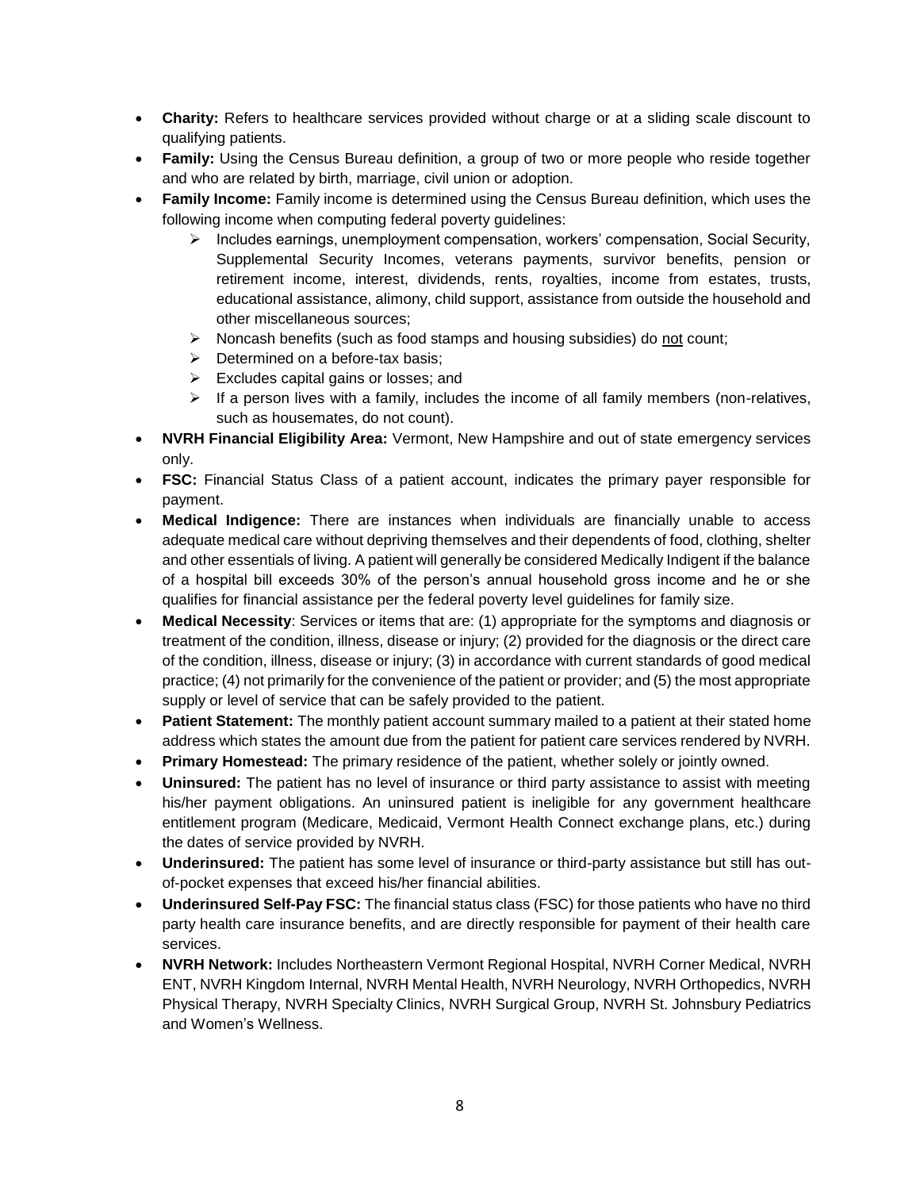- **Charity:** Refers to healthcare services provided without charge or at a sliding scale discount to qualifying patients.
- **Family:** Using the Census Bureau definition, a group of two or more people who reside together and who are related by birth, marriage, civil union or adoption.
- **Family Income:** Family income is determined using the Census Bureau definition, which uses the following income when computing federal poverty guidelines:
    - Includes earnings, unemployment compensation, workers' compensation, Social Security, Supplemental Security Incomes, veterans payments, survivor benefits, pension or retirement income, interest, dividends, rents, royalties, income from estates, trusts, educational assistance, alimony, child support, assistance from outside the household and other miscellaneous sources;
    - Noncash benefits (such as food stamps and housing subsidies) do <u>not</u> count;
    - Determined on a before-tax basis;
    - Excludes capital gains or losses; and
    - If a person lives with a family, includes the income of all family members (non-relatives, such as housemates, do not count).
- **NVRH Financial Eligibility Area:** Vermont, New Hampshire and out of state emergency services only.
- **FSC:** Financial Status Class of a patient account, indicates the primary payer responsible for payment.
- **Medical Indigence:** There are instances when individuals are financially unable to access adequate medical care without depriving themselves and their dependents of food, clothing, shelter and other essentials of living. A patient will generally be considered Medically Indigent if the balance of a hospital bill exceeds 30% of the person's annual household gross income and he or she qualifies for financial assistance per the federal poverty level guidelines for family size.
- **Medical Necessity**: Services or items that are: (1) appropriate for the symptoms and diagnosis or treatment of the condition, illness, disease or injury; (2) provided for the diagnosis or the direct care of the condition, illness, disease or injury; (3) in accordance with current standards of good medical practice; (4) not primarily for the convenience of the patient or provider; and (5) the most appropriate supply or level of service that can be safely provided to the patient.
- **Patient Statement:** The monthly patient account summary mailed to a patient at their stated home address which states the amount due from the patient for patient care services rendered by NVRH.
- **Primary Homestead:** The primary residence of the patient, whether solely or jointly owned.
- **Uninsured:** The patient has no level of insurance or third party assistance to assist with meeting his/her payment obligations. An uninsured patient is ineligible for any government healthcare entitlement program (Medicare, Medicaid, Vermont Health Connect exchange plans, etc.) during the dates of service provided by NVRH.
- **Underinsured:** The patient has some level of insurance or third-party assistance but still has out-of-pocket expenses that exceed his/her financial abilities.
- **Underinsured Self-Pay FSC:** The financial status class (FSC) for those patients who have no third party health care insurance benefits, and are directly responsible for payment of their health care services.
- **NVRH Network:** Includes Northeastern Vermont Regional Hospital, NVRH Corner Medical, NVRH ENT, NVRH Kingdom Internal, NVRH Mental Health, NVRH Neurology, NVRH Orthopedics, NVRH Physical Therapy, NVRH Specialty Clinics, NVRH Surgical Group, NVRH St. Johnsbury Pediatrics and Women's Wellness.